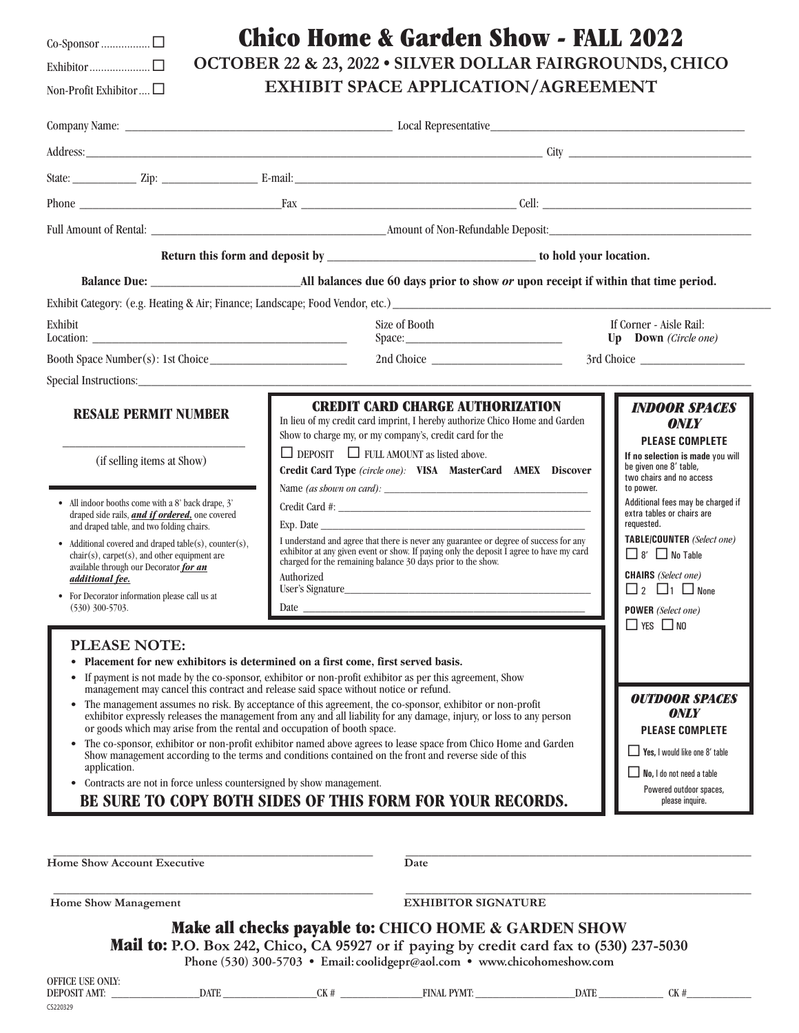Co-Sponsor ................ ☐

Exhibitor .................... ☐

Non-Profit Exhibitor .... ☐

# Chico Home & Garden Show - FALL 2022

## OCTOBER 22 & 23, 2022 • SILVER DOLLAR FAIRGROUNDS, CHICO

## EXHIBIT SPACE APPLICATION/AGREEMENT

Company Name: ______________________ Local Representative______________________

Address:______________________ City ______________________

State: __________ Zip: ______________ E-mail:______________________

Phone ______________________ Fax ______________________ Cell: ______________________

Full Amount of Rental: ______________________ Amount of Non-Refundable Deposit:______________________

**Return this form and deposit by ______________________ to hold your location.**

**Balance Due: ______________________ All balances due 60 days prior to show *or* upon receipt if within that time period.**

Exhibit Category: (e.g. Heating & Air; Finance; Landscape; Food Vendor, etc.) ______________________

Exhibit Location: ______________________ Size of Booth Space:______________________ If Corner - Aisle Rail: **Up Down** *(Circle one)*

Booth Space Number(s): 1st Choice ______________ 2nd Choice ______________ 3rd Choice ______________

Special Instructions:______________________

### RESALE PERMIT NUMBER

______________________

(if selling items at Show)

- All indoor booths come with a 8' back drape, 3' draped side rails, ***and if ordered,*** one covered and draped table, and two folding chairs.
- Additional covered and draped table(s), counter(s), chair(s), carpet(s), and other equipment are available through our Decorator ***for an additional fee.***
- For Decorator information please call us at (530) 300-5703.

### CREDIT CARD CHARGE AUTHORIZATION

In lieu of my credit card imprint, I hereby authorize Chico Home and Garden Show to charge my, or my company's, credit card for the

☐ DEPOSIT ☐ FULL AMOUNT as listed above.

**Credit Card Type** *(circle one)*: **VISA MasterCard AMEX Discover**

Name *(as shown on card)*: ______________________

Credit Card #: ______________________

Exp. Date ______________________

I understand and agree that there is never any guarantee or degree of success for any exhibitor at any given event or show. If paying only the deposit I agree to have my card charged for the remaining balance 30 days prior to the show.

Authorized User's Signature______________________

Date ______________________

### *INDOOR SPACES ONLY*

**PLEASE COMPLETE**

**If no selection is made** you will be given one 8' table, two chairs and no access to power.

Additional fees may be charged if extra tables or chairs are requested.

**TABLE/COUNTER** *(Select one)*
☐ 8' ☐ No Table

**CHAIRS** *(Select one)*
☐ 2 ☐ 1 ☐ None

**POWER** *(Select one)*
☐ YES ☐ NO

### PLEASE NOTE:

- **Placement for new exhibitors is determined on a first come, first served basis.**
- If payment is not made by the co-sponsor, exhibitor or non-profit exhibitor as per this agreement, Show management may cancel this contract and release said space without notice or refund.
- The management assumes no risk. By acceptance of this agreement, the co-sponsor, exhibitor or non-profit exhibitor expressly releases the management from any and all liability for any damage, injury, or loss to any person or goods which may arise from the rental and occupation of booth space.
- The co-sponsor, exhibitor or non-profit exhibitor named above agrees to lease space from Chico Home and Garden Show management according to the terms and conditions contained on the front and reverse side of this application.
- Contracts are not in force unless countersigned by show management.

**BE SURE TO COPY BOTH SIDES OF THIS FORM FOR YOUR RECORDS.**

### *OUTDOOR SPACES ONLY*

**PLEASE COMPLETE**

☐ **Yes,** I would like one 8' table

☐ **No,** I do not need a table

Powered outdoor spaces, please inquire.

______________________ ______________________
**Home Show Account Executive** **Date**

______________________ ______________________
**Home Show Management** **EXHIBITOR SIGNATURE**

**Make all checks payable to: CHICO HOME & GARDEN SHOW**

**Mail to: P.O. Box 242, Chico, CA 95927 or if paying by credit card fax to (530) 237-5030**

**Phone (530) 300-5703 • Email: coolidgepr@aol.com • www.chicohomeshow.com**

OFFICE USE ONLY:
DEPOSIT AMT: ______________ DATE ______________ CK # ______________ FINAL PYMT: ______________ DATE ______________ CK # ______________

CS220329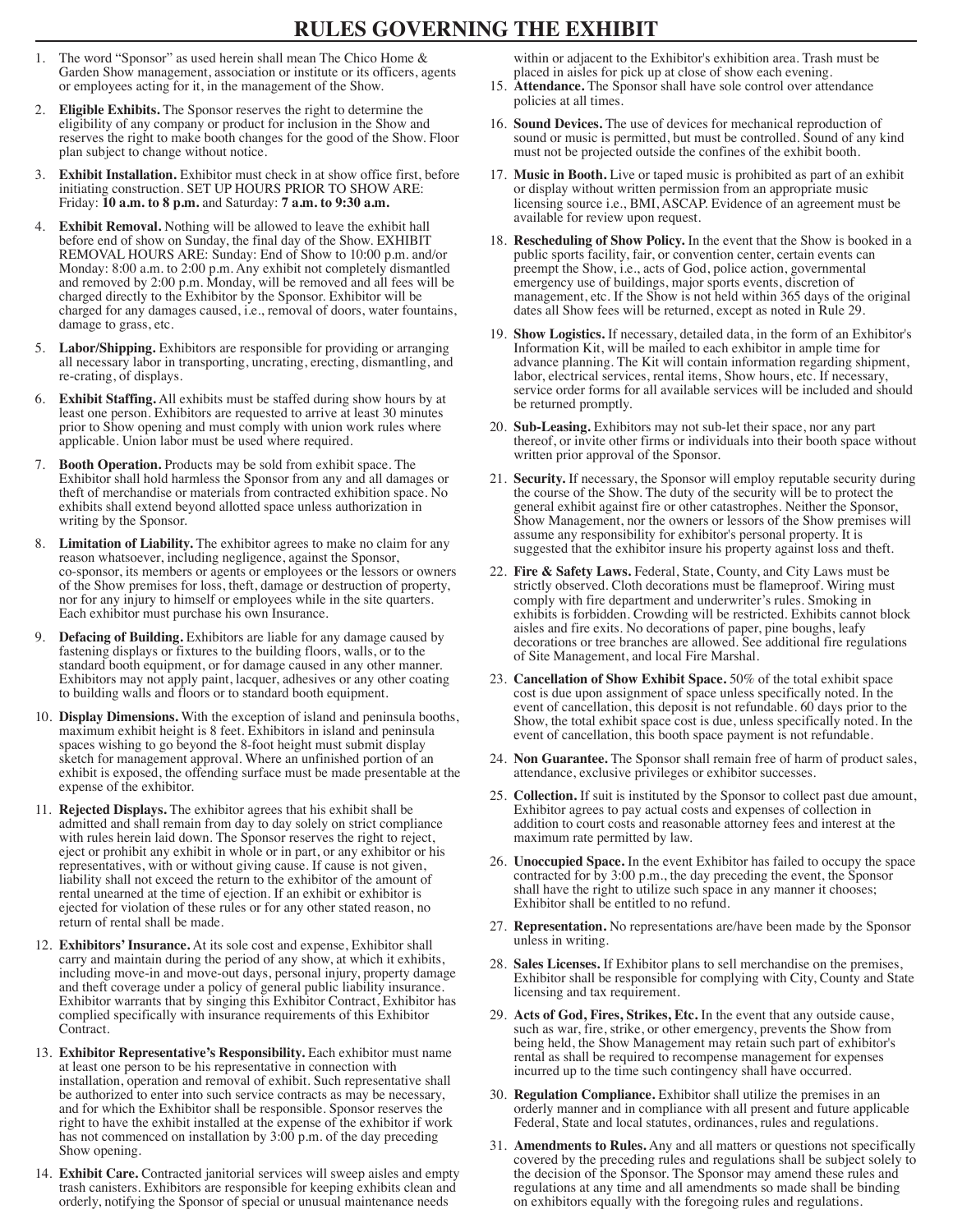# RULES GOVERNING THE EXHIBIT

1. The word "Sponsor" as used herein shall mean The Chico Home & Garden Show management, association or institute or its officers, agents or employees acting for it, in the management of the Show.

2. **Eligible Exhibits.** The Sponsor reserves the right to determine the eligibility of any company or product for inclusion in the Show and reserves the right to make booth changes for the good of the Show. Floor plan subject to change without notice.

3. **Exhibit Installation.** Exhibitor must check in at show office first, before initiating construction. SET UP HOURS PRIOR TO SHOW ARE: Friday: **10 a.m. to 8 p.m.** and Saturday: **7 a.m. to 9:30 a.m.**

4. **Exhibit Removal.** Nothing will be allowed to leave the exhibit hall before end of show on Sunday, the final day of the Show. EXHIBIT REMOVAL HOURS ARE: Sunday: End of Show to 10:00 p.m. and/or Monday: 8:00 a.m. to 2:00 p.m. Any exhibit not completely dismantled and removed by 2:00 p.m. Monday, will be removed and all fees will be charged directly to the Exhibitor by the Sponsor. Exhibitor will be charged for any damages caused, i.e., removal of doors, water fountains, damage to grass, etc.

5. **Labor/Shipping.** Exhibitors are responsible for providing or arranging all necessary labor in transporting, uncrating, erecting, dismantling, and re-crating, of displays.

6. **Exhibit Staffing.** All exhibits must be staffed during show hours by at least one person. Exhibitors are requested to arrive at least 30 minutes prior to Show opening and must comply with union work rules where applicable. Union labor must be used where required.

7. **Booth Operation.** Products may be sold from exhibit space. The Exhibitor shall hold harmless the Sponsor from any and all damages or theft of merchandise or materials from contracted exhibition space. No exhibits shall extend beyond allotted space unless authorization in writing by the Sponsor.

8. **Limitation of Liability.** The exhibitor agrees to make no claim for any reason whatsoever, including negligence, against the Sponsor, co-sponsor, its members or agents or employees or the lessors or owners of the Show premises for loss, theft, damage or destruction of property, nor for any injury to himself or employees while in the site quarters. Each exhibitor must purchase his own Insurance.

9. **Defacing of Building.** Exhibitors are liable for any damage caused by fastening displays or fixtures to the building floors, walls, or to the standard booth equipment, or for damage caused in any other manner. Exhibitors may not apply paint, lacquer, adhesives or any other coating to building walls and floors or to standard booth equipment.

10. **Display Dimensions.** With the exception of island and peninsula booths, maximum exhibit height is 8 feet. Exhibitors in island and peninsula spaces wishing to go beyond the 8-foot height must submit display sketch for management approval. Where an unfinished portion of an exhibit is exposed, the offending surface must be made presentable at the expense of the exhibitor.

11. **Rejected Displays.** The exhibitor agrees that his exhibit shall be admitted and shall remain from day to day solely on strict compliance with rules herein laid down. The Sponsor reserves the right to reject, eject or prohibit any exhibit in whole or in part, or any exhibitor or his representatives, with or without giving cause. If cause is not given, liability shall not exceed the return to the exhibitor of the amount of rental unearned at the time of ejection. If an exhibit or exhibitor is ejected for violation of these rules or for any other stated reason, no return of rental shall be made.

12. **Exhibitors' Insurance.** At its sole cost and expense, Exhibitor shall carry and maintain during the period of any show, at which it exhibits, including move-in and move-out days, personal injury, property damage and theft coverage under a policy of general public liability insurance. Exhibitor warrants that by singing this Exhibitor Contract, Exhibitor has complied specifically with insurance requirements of this Exhibitor Contract.

13. **Exhibitor Representative's Responsibility.** Each exhibitor must name at least one person to be his representative in connection with installation, operation and removal of exhibit. Such representative shall be authorized to enter into such service contracts as may be necessary, and for which the Exhibitor shall be responsible. Sponsor reserves the right to have the exhibit installed at the expense of the exhibitor if work has not commenced on installation by 3:00 p.m. of the day preceding Show opening.

14. **Exhibit Care.** Contracted janitorial services will sweep aisles and empty trash canisters. Exhibitors are responsible for keeping exhibits clean and orderly, notifying the Sponsor of special or unusual maintenance needs within or adjacent to the Exhibitor's exhibition area. Trash must be placed in aisles for pick up at close of show each evening.

15. **Attendance.** The Sponsor shall have sole control over attendance policies at all times.

16. **Sound Devices.** The use of devices for mechanical reproduction of sound or music is permitted, but must be controlled. Sound of any kind must not be projected outside the confines of the exhibit booth.

17. **Music in Booth.** Live or taped music is prohibited as part of an exhibit or display without written permission from an appropriate music licensing source i.e., BMI, ASCAP. Evidence of an agreement must be available for review upon request.

18. **Rescheduling of Show Policy.** In the event that the Show is booked in a public sports facility, fair, or convention center, certain events can preempt the Show, i.e., acts of God, police action, governmental emergency use of buildings, major sports events, discretion of management, etc. If the Show is not held within 365 days of the original dates all Show fees will be returned, except as noted in Rule 29.

19. **Show Logistics.** If necessary, detailed data, in the form of an Exhibitor's Information Kit, will be mailed to each exhibitor in ample time for advance planning. The Kit will contain information regarding shipment, labor, electrical services, rental items, Show hours, etc. If necessary, service order forms for all available services will be included and should be returned promptly.

20. **Sub-Leasing.** Exhibitors may not sub-let their space, nor any part thereof, or invite other firms or individuals into their booth space without written prior approval of the Sponsor.

21. **Security.** If necessary, the Sponsor will employ reputable security during the course of the Show. The duty of the security will be to protect the general exhibit against fire or other catastrophes. Neither the Sponsor, Show Management, nor the owners or lessors of the Show premises will assume any responsibility for exhibitor's personal property. It is suggested that the exhibitor insure his property against loss and theft.

22. **Fire & Safety Laws.** Federal, State, County, and City Laws must be strictly observed. Cloth decorations must be flameproof. Wiring must comply with fire department and underwriter's rules. Smoking in exhibits is forbidden. Crowding will be restricted. Exhibits cannot block aisles and fire exits. No decorations of paper, pine boughs, leafy decorations or tree branches are allowed. See additional fire regulations of Site Management, and local Fire Marshal.

23. **Cancellation of Show Exhibit Space.** 50% of the total exhibit space cost is due upon assignment of space unless specifically noted. In the event of cancellation, this deposit is not refundable. 60 days prior to the Show, the total exhibit space cost is due, unless specifically noted. In the event of cancellation, this booth space payment is not refundable.

24. **Non Guarantee.** The Sponsor shall remain free of harm of product sales, attendance, exclusive privileges or exhibitor successes.

25. **Collection.** If suit is instituted by the Sponsor to collect past due amount, Exhibitor agrees to pay actual costs and expenses of collection in addition to court costs and reasonable attorney fees and interest at the maximum rate permitted by law.

26. **Unoccupied Space.** In the event Exhibitor has failed to occupy the space contracted for by 3:00 p.m., the day preceding the event, the Sponsor shall have the right to utilize such space in any manner it chooses; Exhibitor shall be entitled to no refund.

27. **Representation.** No representations are/have been made by the Sponsor unless in writing.

28. **Sales Licenses.** If Exhibitor plans to sell merchandise on the premises, Exhibitor shall be responsible for complying with City, County and State licensing and tax requirement.

29. **Acts of God, Fires, Strikes, Etc.** In the event that any outside cause, such as war, fire, strike, or other emergency, prevents the Show from being held, the Show Management may retain such part of exhibitor's rental as shall be required to recompense management for expenses incurred up to the time such contingency shall have occurred.

30. **Regulation Compliance.** Exhibitor shall utilize the premises in an orderly manner and in compliance with all present and future applicable Federal, State and local statutes, ordinances, rules and regulations.

31. **Amendments to Rules.** Any and all matters or questions not specifically covered by the preceding rules and regulations shall be subject solely to the decision of the Sponsor. The Sponsor may amend these rules and regulations at any time and all amendments so made shall be binding on exhibitors equally with the foregoing rules and regulations.